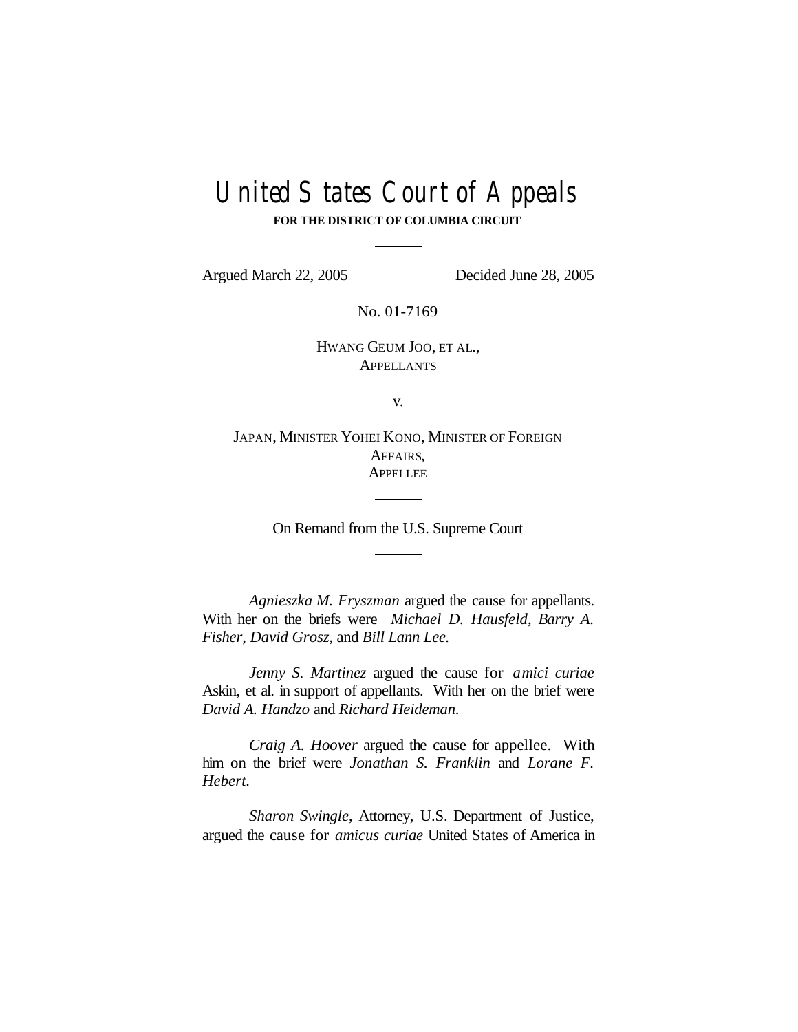# United States Court of Appeals

**FOR THE DISTRICT OF COLUMBIA CIRCUIT**

---

Argued March 22, 2005 Decided June 28, 2005

No. 01-7169

HWANG GEUM JOO, ET AL.,
APPELLANTS

v.

JAPAN, MINISTER YOHEI KONO, MINISTER OF FOREIGN AFFAIRS,
APPELLEE

---

On Remand from the U.S. Supreme Court

---

*Agnieszka M. Fryszman* argued the cause for appellants. With her on the briefs were *Michael D. Hausfeld*, *Barry A. Fisher*, *David Grosz*, and *Bill Lann Lee.*

*Jenny S. Martinez* argued the cause for *amici curiae* Askin, et al. in support of appellants. With her on the brief were *David A. Handzo* and *Richard Heideman*.

*Craig A. Hoover* argued the cause for appellee. With him on the brief were *Jonathan S. Franklin* and *Lorane F. Hebert.*

*Sharon Swingle*, Attorney, U.S. Department of Justice, argued the cause for *amicus curiae* United States of America in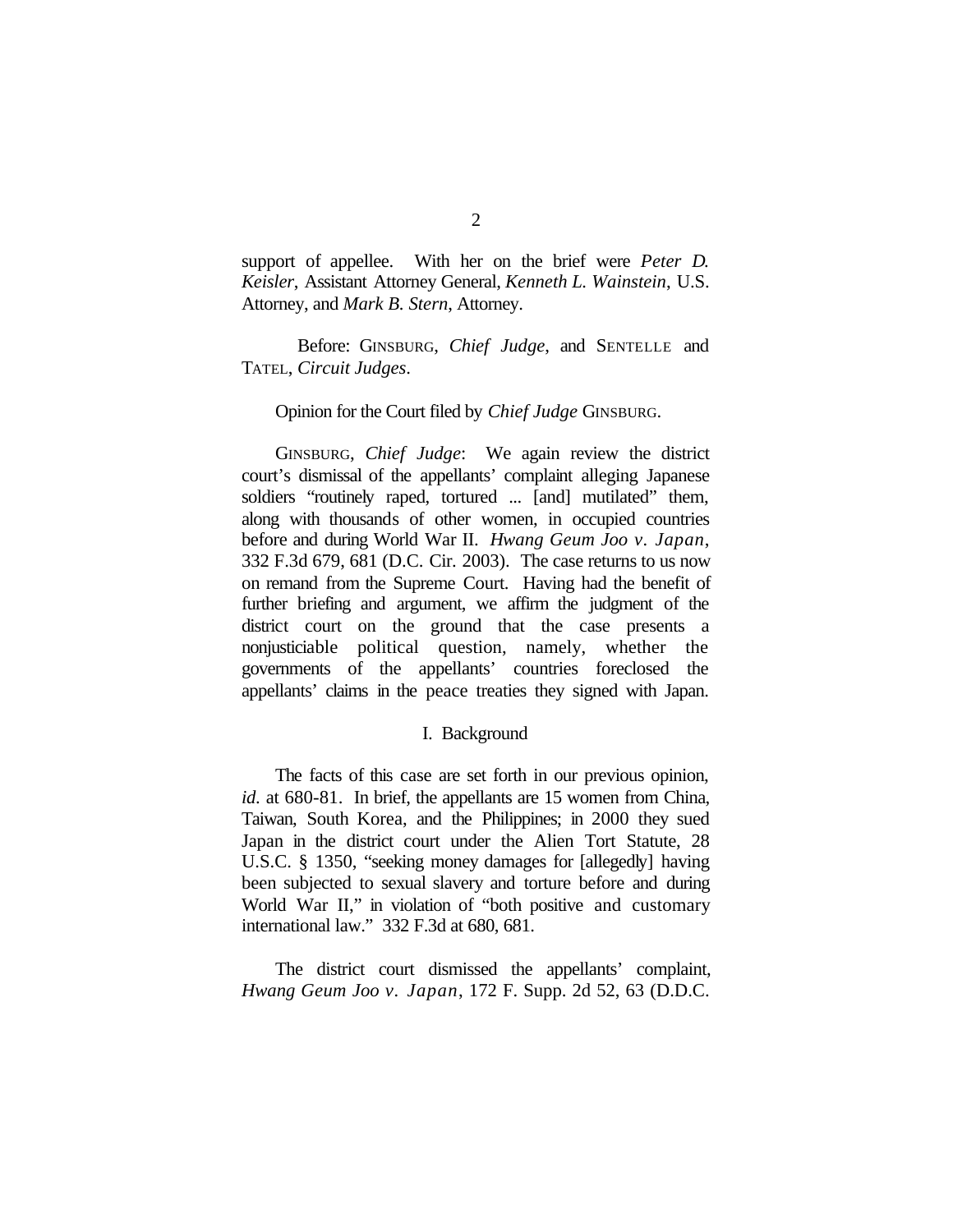support of appellee. With her on the brief were *Peter D. Keisler*, Assistant Attorney General, *Kenneth L. Wainstein*, U.S. Attorney, and *Mark B. Stern*, Attorney.

Before: GINSBURG, *Chief Judge*, and SENTELLE and TATEL, *Circuit Judges*.

Opinion for the Court filed by *Chief Judge* GINSBURG.

GINSBURG, *Chief Judge*: We again review the district court's dismissal of the appellants' complaint alleging Japanese soldiers "routinely raped, tortured ... [and] mutilated" them, along with thousands of other women, in occupied countries before and during World War II. *Hwang Geum Joo v. Japan*, 332 F.3d 679, 681 (D.C. Cir. 2003). The case returns to us now on remand from the Supreme Court. Having had the benefit of further briefing and argument, we affirm the judgment of the district court on the ground that the case presents a nonjusticiable political question, namely, whether the governments of the appellants' countries foreclosed the appellants' claims in the peace treaties they signed with Japan.

## I. Background

The facts of this case are set forth in our previous opinion, *id*. at 680-81. In brief, the appellants are 15 women from China, Taiwan, South Korea, and the Philippines; in 2000 they sued Japan in the district court under the Alien Tort Statute, 28 U.S.C. § 1350, "seeking money damages for [allegedly] having been subjected to sexual slavery and torture before and during World War II," in violation of "both positive and customary international law." 332 F.3d at 680, 681.

The district court dismissed the appellants' complaint, *Hwang Geum Joo v. Japan*, 172 F. Supp. 2d 52, 63 (D.D.C.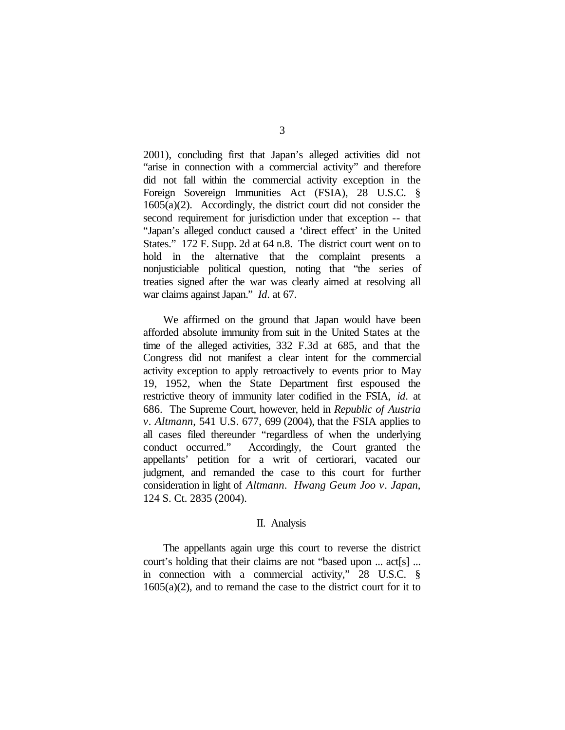2001), concluding first that Japan's alleged activities did not "arise in connection with a commercial activity" and therefore did not fall within the commercial activity exception in the Foreign Sovereign Immunities Act (FSIA), 28 U.S.C. § 1605(a)(2). Accordingly, the district court did not consider the second requirement for jurisdiction under that exception -- that "Japan's alleged conduct caused a 'direct effect' in the United States." 172 F. Supp. 2d at 64 n.8. The district court went on to hold in the alternative that the complaint presents a nonjusticiable political question, noting that "the series of treaties signed after the war was clearly aimed at resolving all war claims against Japan." *Id.* at 67.

We affirmed on the ground that Japan would have been afforded absolute immunity from suit in the United States at the time of the alleged activities, 332 F.3d at 685, and that the Congress did not manifest a clear intent for the commercial activity exception to apply retroactively to events prior to May 19, 1952, when the State Department first espoused the restrictive theory of immunity later codified in the FSIA, *id.* at 686. The Supreme Court, however, held in *Republic of Austria v. Altmann*, 541 U.S. 677, 699 (2004), that the FSIA applies to all cases filed thereunder "regardless of when the underlying conduct occurred." Accordingly, the Court granted the appellants' petition for a writ of certiorari, vacated our judgment, and remanded the case to this court for further consideration in light of *Altmann*. *Hwang Geum Joo v. Japan*, 124 S. Ct. 2835 (2004).

## II. Analysis

The appellants again urge this court to reverse the district court's holding that their claims are not "based upon ... act[s] ... in connection with a commercial activity," 28 U.S.C. § 1605(a)(2), and to remand the case to the district court for it to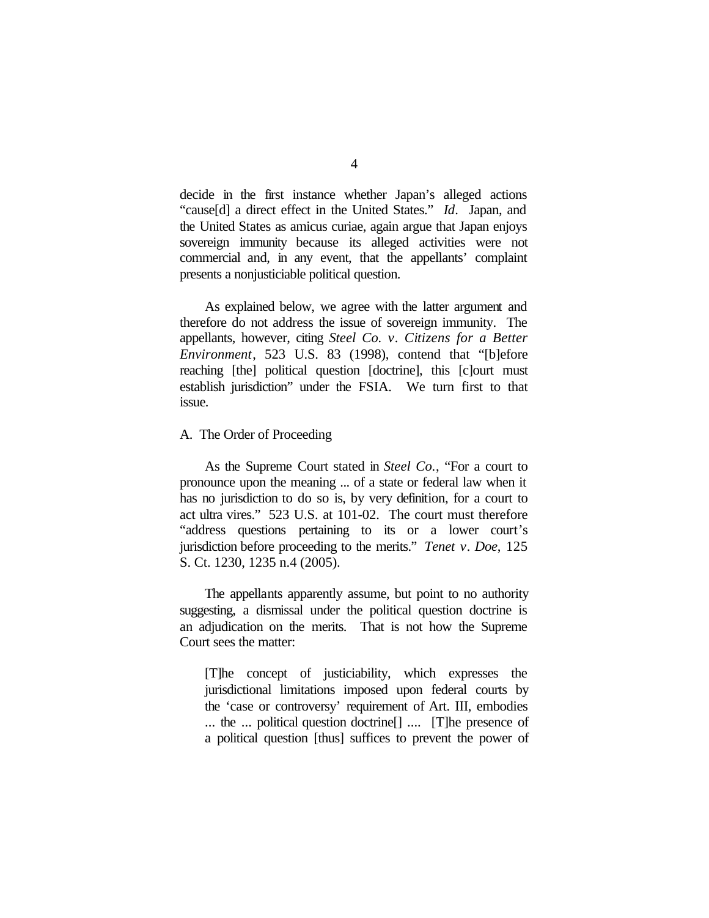decide in the first instance whether Japan's alleged actions "cause[d] a direct effect in the United States." *Id*. Japan, and the United States as amicus curiae, again argue that Japan enjoys sovereign immunity because its alleged activities were not commercial and, in any event, that the appellants' complaint presents a nonjusticiable political question.

As explained below, we agree with the latter argument and therefore do not address the issue of sovereign immunity. The appellants, however, citing *Steel Co. v. Citizens for a Better Environment*, 523 U.S. 83 (1998), contend that "[b]efore reaching [the] political question [doctrine], this [c]ourt must establish jurisdiction" under the FSIA. We turn first to that issue.

A. The Order of Proceeding

As the Supreme Court stated in *Steel Co.*, "For a court to pronounce upon the meaning ... of a state or federal law when it has no jurisdiction to do so is, by very definition, for a court to act ultra vires." 523 U.S. at 101-02. The court must therefore "address questions pertaining to its or a lower court's jurisdiction before proceeding to the merits." *Tenet v. Doe*, 125 S. Ct. 1230, 1235 n.4 (2005).

The appellants apparently assume, but point to no authority suggesting, a dismissal under the political question doctrine is an adjudication on the merits. That is not how the Supreme Court sees the matter:

> [T]he concept of justiciability, which expresses the jurisdictional limitations imposed upon federal courts by the 'case or controversy' requirement of Art. III, embodies ... the ... political question doctrine[] .... [T]he presence of a political question [thus] suffices to prevent the power of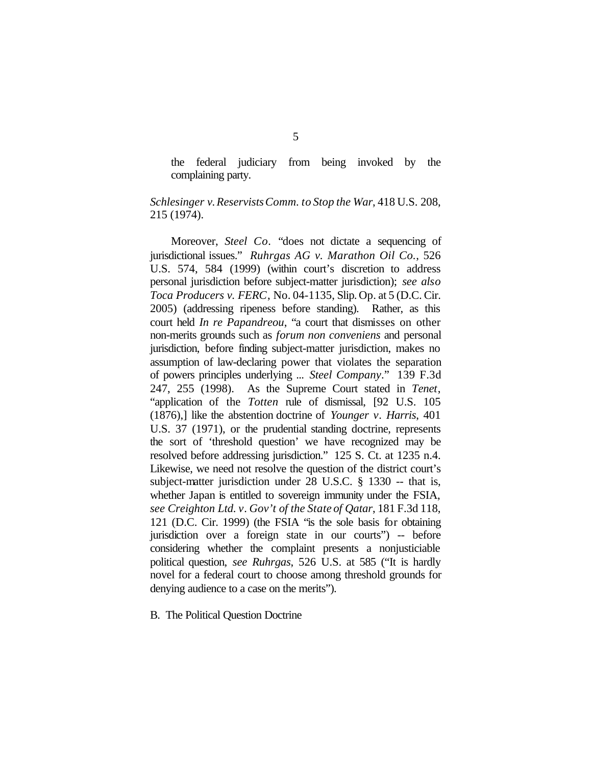> the federal judiciary from being invoked by the complaining party.

*Schlesinger v. Reservists Comm. to Stop the War*, 418 U.S. 208, 215 (1974).

Moreover, *Steel Co*. "does not dictate a sequencing of jurisdictional issues." *Ruhrgas AG v. Marathon Oil Co.*, 526 U.S. 574, 584 (1999) (within court's discretion to address personal jurisdiction before subject-matter jurisdiction); *see also Toca Producers v. FERC*, No. 04-1135, Slip. Op. at 5 (D.C. Cir. 2005) (addressing ripeness before standing). Rather, as this court held *In re Papandreou*, "a court that dismisses on other non-merits grounds such as *forum non conveniens* and personal jurisdiction, before finding subject-matter jurisdiction, makes no assumption of law-declaring power that violates the separation of powers principles underlying ... *Steel Company*." 139 F.3d 247, 255 (1998). As the Supreme Court stated in *Tenet*, "application of the *Totten* rule of dismissal, [92 U.S. 105 (1876),] like the abstention doctrine of *Younger v. Harris*, 401 U.S. 37 (1971), or the prudential standing doctrine, represents the sort of 'threshold question' we have recognized may be resolved before addressing jurisdiction." 125 S. Ct. at 1235 n.4. Likewise, we need not resolve the question of the district court's subject-matter jurisdiction under 28 U.S.C. § 1330 -- that is, whether Japan is entitled to sovereign immunity under the FSIA, *see Creighton Ltd. v. Gov't of the State of Qatar*, 181 F.3d 118, 121 (D.C. Cir. 1999) (the FSIA "is the sole basis for obtaining jurisdiction over a foreign state in our courts") -- before considering whether the complaint presents a nonjusticiable political question, *see Ruhrgas*, 526 U.S. at 585 ("It is hardly novel for a federal court to choose among threshold grounds for denying audience to a case on the merits").

### B. The Political Question Doctrine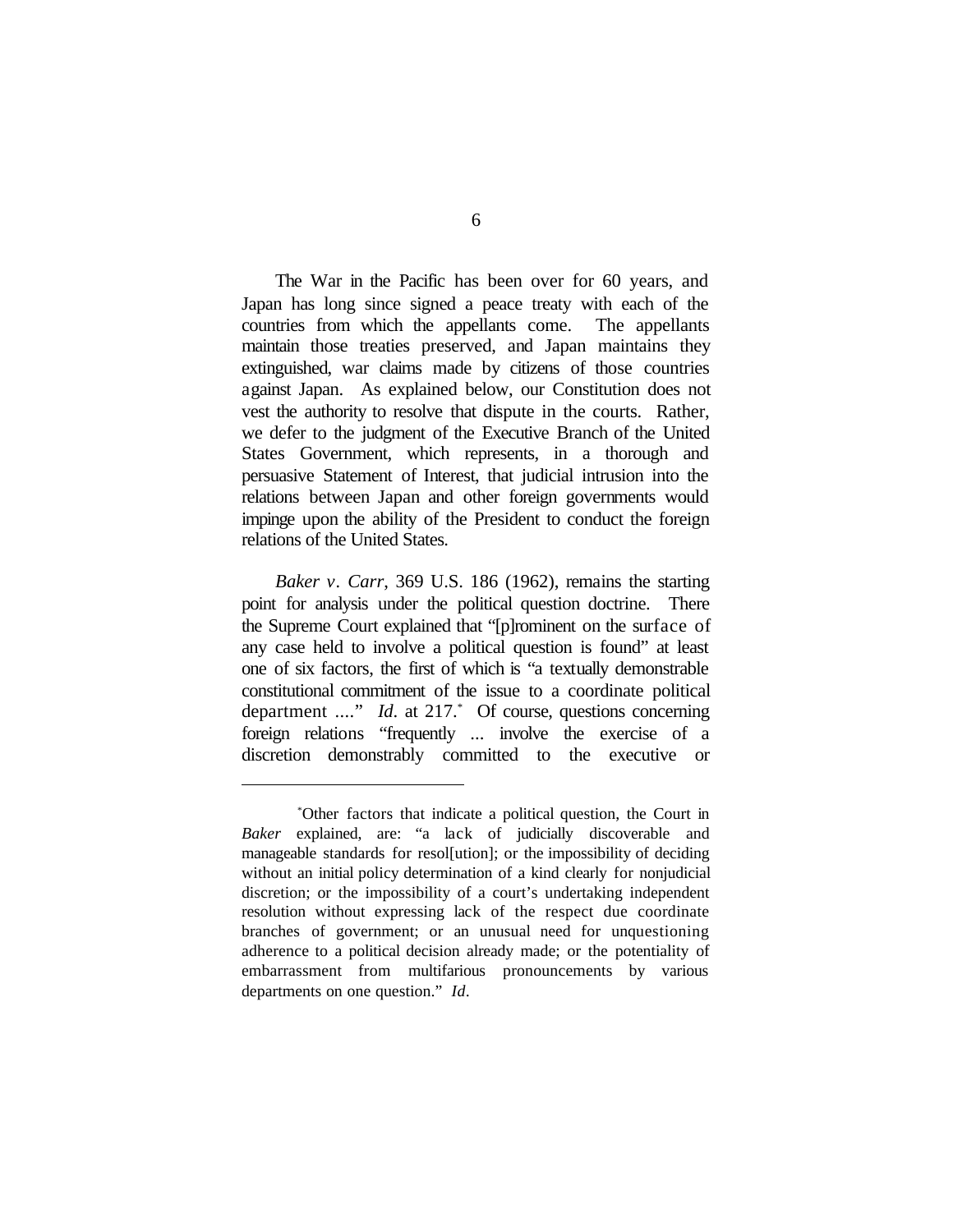The War in the Pacific has been over for 60 years, and Japan has long since signed a peace treaty with each of the countries from which the appellants come. The appellants maintain those treaties preserved, and Japan maintains they extinguished, war claims made by citizens of those countries against Japan. As explained below, our Constitution does not vest the authority to resolve that dispute in the courts. Rather, we defer to the judgment of the Executive Branch of the United States Government, which represents, in a thorough and persuasive Statement of Interest, that judicial intrusion into the relations between Japan and other foreign governments would impinge upon the ability of the President to conduct the foreign relations of the United States.

*Baker v. Carr*, 369 U.S. 186 (1962), remains the starting point for analysis under the political question doctrine. There the Supreme Court explained that "[p]rominent on the surface of any case held to involve a political question is found" at least one of six factors, the first of which is "a textually demonstrable constitutional commitment of the issue to a coordinate political department ...." *Id.* at 217.* Of course, questions concerning foreign relations "frequently ... involve the exercise of a discretion demonstrably committed to the executive or

---

*Other factors that indicate a political question, the Court in *Baker* explained, are: "a lack of judicially discoverable and manageable standards for resol[ution]; or the impossibility of deciding without an initial policy determination of a kind clearly for nonjudicial discretion; or the impossibility of a court's undertaking independent resolution without expressing lack of the respect due coordinate branches of government; or an unusual need for unquestioning adherence to a political decision already made; or the potentiality of embarrassment from multifarious pronouncements by various departments on one question." *Id.*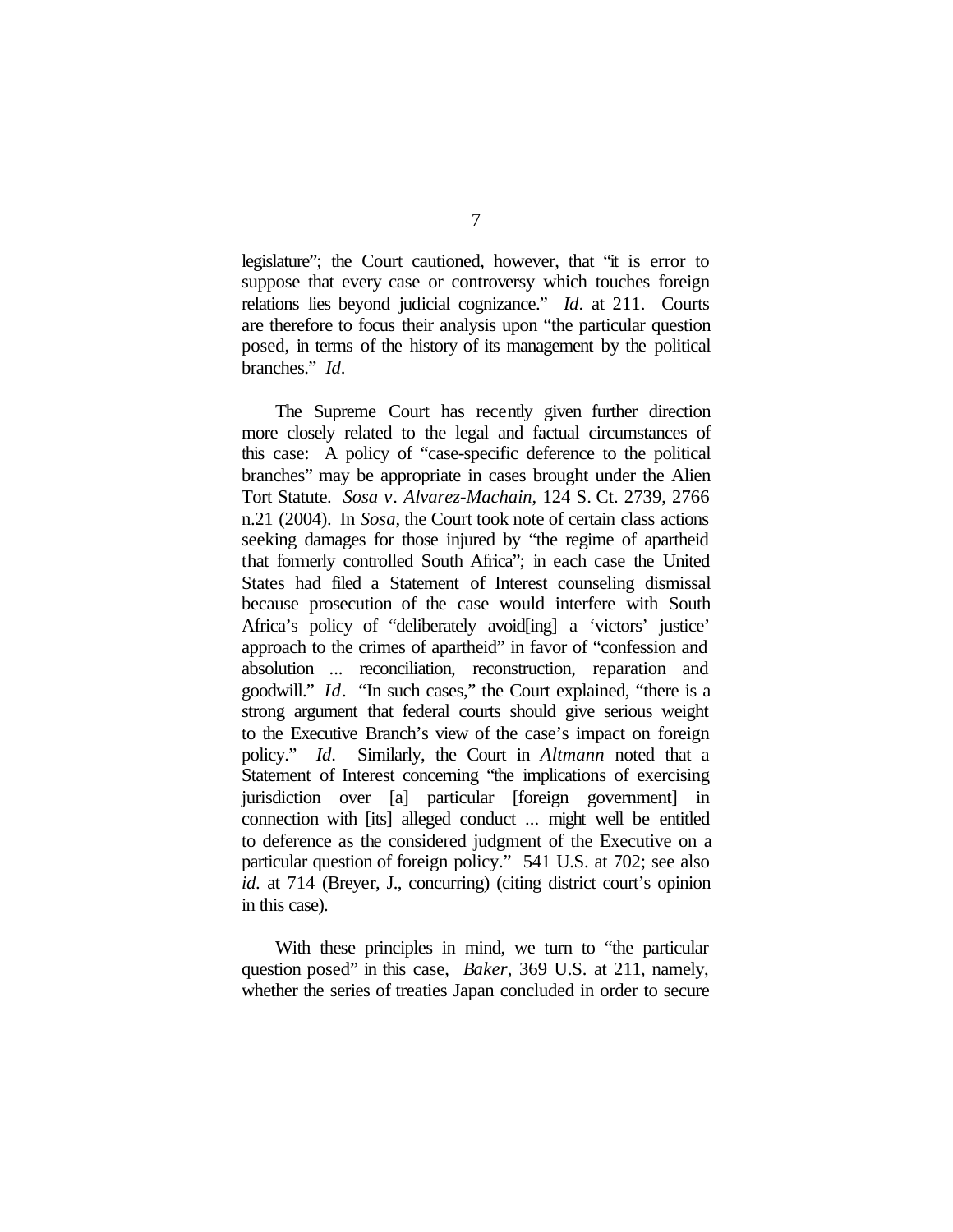legislature"; the Court cautioned, however, that "it is error to suppose that every case or controversy which touches foreign relations lies beyond judicial cognizance." *Id*. at 211. Courts are therefore to focus their analysis upon "the particular question posed, in terms of the history of its management by the political branches." *Id*.

The Supreme Court has recently given further direction more closely related to the legal and factual circumstances of this case: A policy of "case-specific deference to the political branches" may be appropriate in cases brought under the Alien Tort Statute. *Sosa v. Alvarez-Machain*, 124 S. Ct. 2739, 2766 n.21 (2004). In *Sosa*, the Court took note of certain class actions seeking damages for those injured by "the regime of apartheid that formerly controlled South Africa"; in each case the United States had filed a Statement of Interest counseling dismissal because prosecution of the case would interfere with South Africa's policy of "deliberately avoid[ing] a 'victors' justice' approach to the crimes of apartheid" in favor of "confession and absolution ... reconciliation, reconstruction, reparation and goodwill." *Id*. "In such cases," the Court explained, "there is a strong argument that federal courts should give serious weight to the Executive Branch's view of the case's impact on foreign policy." *Id*. Similarly, the Court in *Altmann* noted that a Statement of Interest concerning "the implications of exercising jurisdiction over [a] particular [foreign government] in connection with [its] alleged conduct ... might well be entitled to deference as the considered judgment of the Executive on a particular question of foreign policy." 541 U.S. at 702; see also *id*. at 714 (Breyer, J., concurring) (citing district court's opinion in this case).

With these principles in mind, we turn to "the particular question posed" in this case, *Baker*, 369 U.S. at 211, namely, whether the series of treaties Japan concluded in order to secure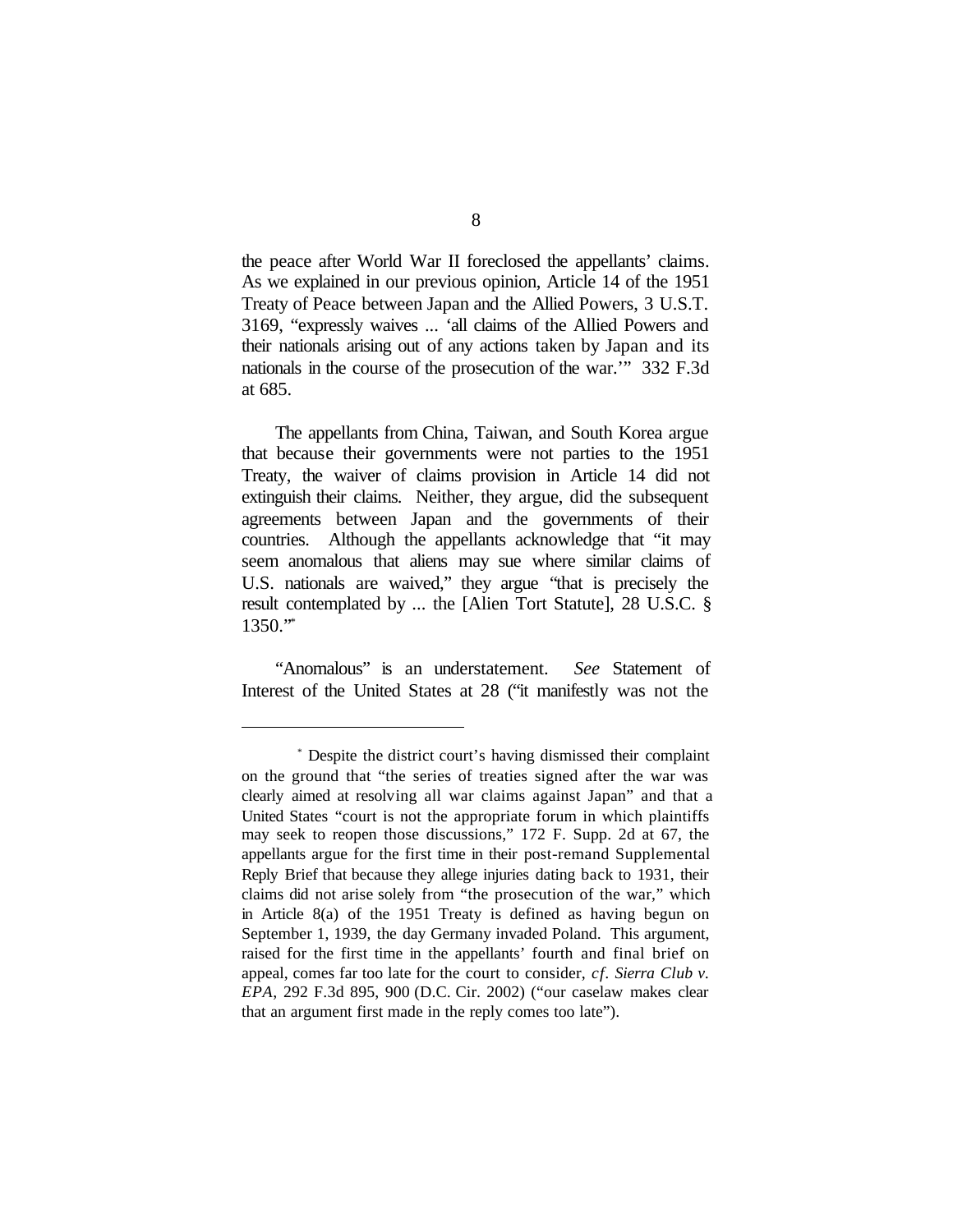the peace after World War II foreclosed the appellants' claims. As we explained in our previous opinion, Article 14 of the 1951 Treaty of Peace between Japan and the Allied Powers, 3 U.S.T. 3169, "expressly waives ... 'all claims of the Allied Powers and their nationals arising out of any actions taken by Japan and its nationals in the course of the prosecution of the war.'" 332 F.3d at 685.

The appellants from China, Taiwan, and South Korea argue that because their governments were not parties to the 1951 Treaty, the waiver of claims provision in Article 14 did not extinguish their claims. Neither, they argue, did the subsequent agreements between Japan and the governments of their countries. Although the appellants acknowledge that "it may seem anomalous that aliens may sue where similar claims of U.S. nationals are waived," they argue "that is precisely the result contemplated by ... the [Alien Tort Statute], 28 U.S.C. § 1350."*

"Anomalous" is an understatement. *See* Statement of Interest of the United States at 28 ("it manifestly was not the

---

* Despite the district court's having dismissed their complaint on the ground that "the series of treaties signed after the war was clearly aimed at resolving all war claims against Japan" and that a United States "court is not the appropriate forum in which plaintiffs may seek to reopen those discussions," 172 F. Supp. 2d at 67, the appellants argue for the first time in their post-remand Supplemental Reply Brief that because they allege injuries dating back to 1931, their claims did not arise solely from "the prosecution of the war," which in Article 8(a) of the 1951 Treaty is defined as having begun on September 1, 1939, the day Germany invaded Poland. This argument, raised for the first time in the appellants' fourth and final brief on appeal, comes far too late for the court to consider, *cf. Sierra Club v. EPA*, 292 F.3d 895, 900 (D.C. Cir. 2002) ("our caselaw makes clear that an argument first made in the reply comes too late").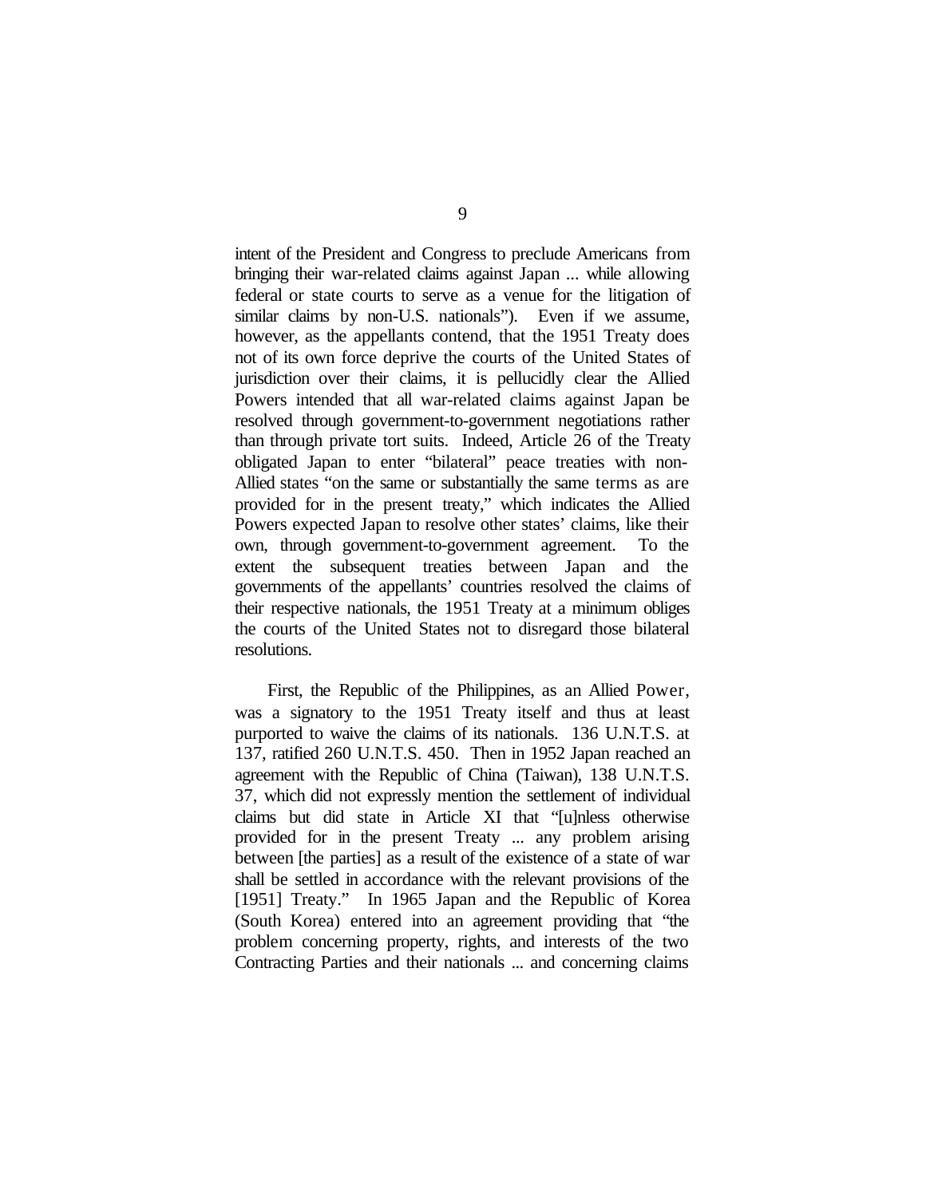intent of the President and Congress to preclude Americans from bringing their war-related claims against Japan ... while allowing federal or state courts to serve as a venue for the litigation of similar claims by non-U.S. nationals"). Even if we assume, however, as the appellants contend, that the 1951 Treaty does not of its own force deprive the courts of the United States of jurisdiction over their claims, it is pellucidly clear the Allied Powers intended that all war-related claims against Japan be resolved through government-to-government negotiations rather than through private tort suits. Indeed, Article 26 of the Treaty obligated Japan to enter "bilateral" peace treaties with non-Allied states "on the same or substantially the same terms as are provided for in the present treaty," which indicates the Allied Powers expected Japan to resolve other states' claims, like their own, through government-to-government agreement. To the extent the subsequent treaties between Japan and the governments of the appellants' countries resolved the claims of their respective nationals, the 1951 Treaty at a minimum obliges the courts of the United States not to disregard those bilateral resolutions.

First, the Republic of the Philippines, as an Allied Power, was a signatory to the 1951 Treaty itself and thus at least purported to waive the claims of its nationals. 136 U.N.T.S. at 137, ratified 260 U.N.T.S. 450. Then in 1952 Japan reached an agreement with the Republic of China (Taiwan), 138 U.N.T.S. 37, which did not expressly mention the settlement of individual claims but did state in Article XI that "[u]nless otherwise provided for in the present Treaty ... any problem arising between [the parties] as a result of the existence of a state of war shall be settled in accordance with the relevant provisions of the [1951] Treaty." In 1965 Japan and the Republic of Korea (South Korea) entered into an agreement providing that "the problem concerning property, rights, and interests of the two Contracting Parties and their nationals ... and concerning claims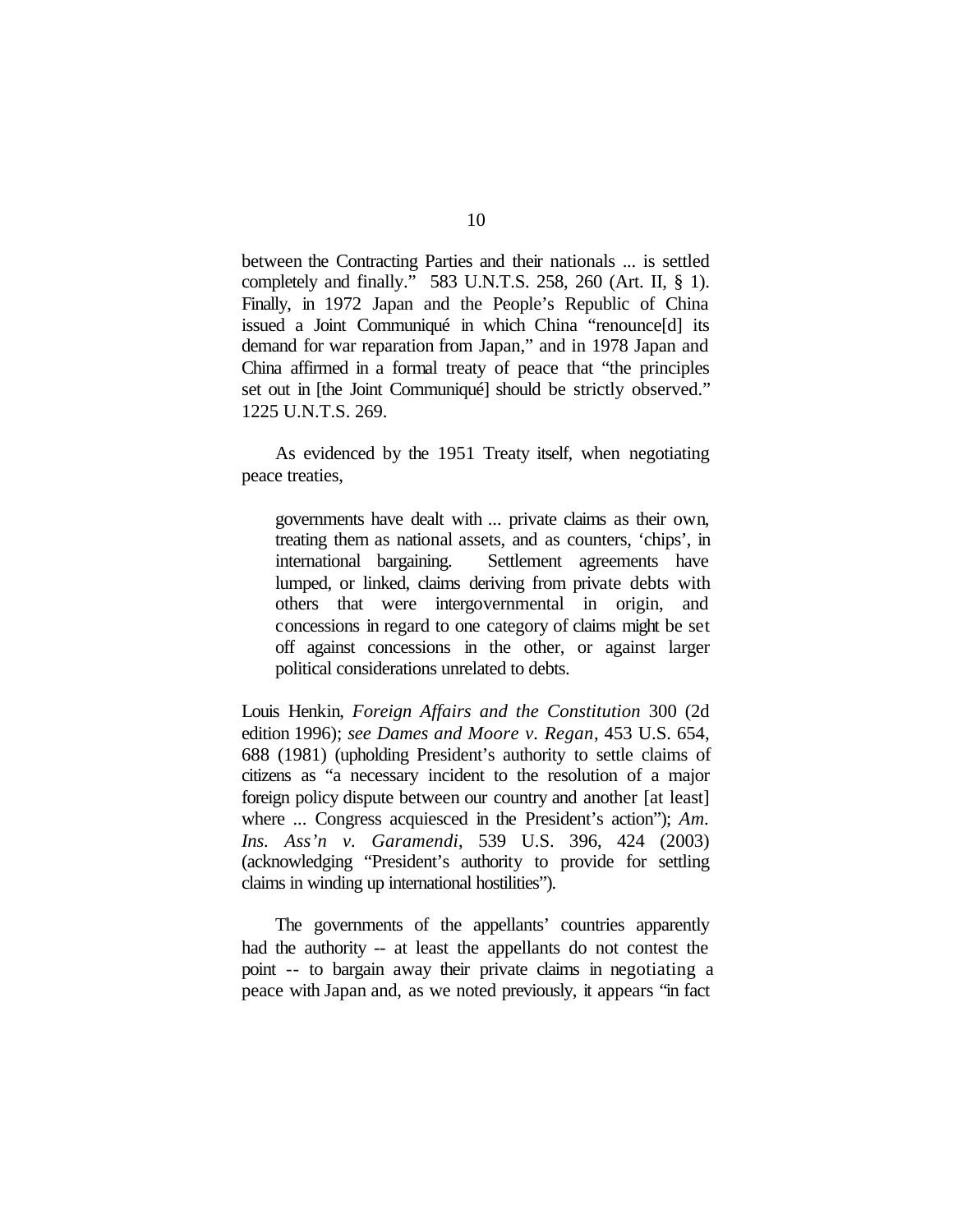between the Contracting Parties and their nationals ... is settled completely and finally." 583 U.N.T.S. 258, 260 (Art. II, § 1). Finally, in 1972 Japan and the People's Republic of China issued a Joint Communiqué in which China "renounce[d] its demand for war reparation from Japan," and in 1978 Japan and China affirmed in a formal treaty of peace that "the principles set out in [the Joint Communiqué] should be strictly observed." 1225 U.N.T.S. 269.

As evidenced by the 1951 Treaty itself, when negotiating peace treaties,

> governments have dealt with ... private claims as their own, treating them as national assets, and as counters, 'chips', in international bargaining. Settlement agreements have lumped, or linked, claims deriving from private debts with others that were intergovernmental in origin, and concessions in regard to one category of claims might be set off against concessions in the other, or against larger political considerations unrelated to debts.

Louis Henkin, *Foreign Affairs and the Constitution* 300 (2d edition 1996); *see Dames and Moore v. Regan*, 453 U.S. 654, 688 (1981) (upholding President's authority to settle claims of citizens as "a necessary incident to the resolution of a major foreign policy dispute between our country and another [at least] where ... Congress acquiesced in the President's action"); *Am. Ins. Ass'n v. Garamendi*, 539 U.S. 396, 424 (2003) (acknowledging "President's authority to provide for settling claims in winding up international hostilities").

The governments of the appellants' countries apparently had the authority -- at least the appellants do not contest the point -- to bargain away their private claims in negotiating a peace with Japan and, as we noted previously, it appears "in fact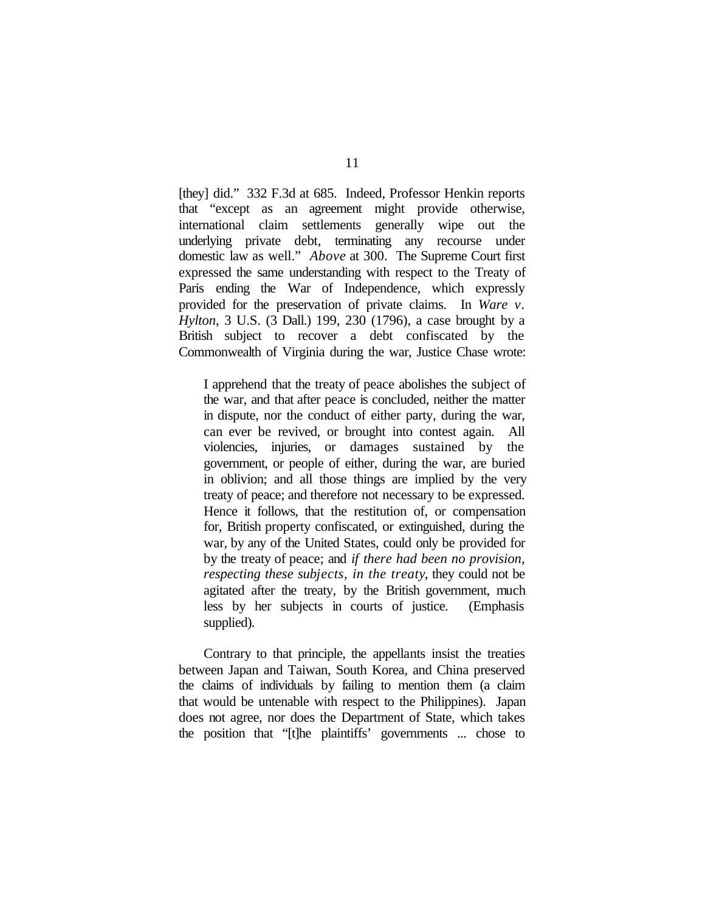[they] did." 332 F.3d at 685. Indeed, Professor Henkin reports that "except as an agreement might provide otherwise, international claim settlements generally wipe out the underlying private debt, terminating any recourse under domestic law as well." *Above* at 300. The Supreme Court first expressed the same understanding with respect to the Treaty of Paris ending the War of Independence, which expressly provided for the preservation of private claims. In *Ware v. Hylton*, 3 U.S. (3 Dall.) 199, 230 (1796), a case brought by a British subject to recover a debt confiscated by the Commonwealth of Virginia during the war, Justice Chase wrote:

> I apprehend that the treaty of peace abolishes the subject of the war, and that after peace is concluded, neither the matter in dispute, nor the conduct of either party, during the war, can ever be revived, or brought into contest again. All violencies, injuries, or damages sustained by the government, or people of either, during the war, are buried in oblivion; and all those things are implied by the very treaty of peace; and therefore not necessary to be expressed. Hence it follows, that the restitution of, or compensation for, British property confiscated, or extinguished, during the war, by any of the United States, could only be provided for by the treaty of peace; and *if there had been no provision, respecting these subjects, in the treaty*, they could not be agitated after the treaty, by the British government, much less by her subjects in courts of justice. (Emphasis supplied).

Contrary to that principle, the appellants insist the treaties between Japan and Taiwan, South Korea, and China preserved the claims of individuals by failing to mention them (a claim that would be untenable with respect to the Philippines). Japan does not agree, nor does the Department of State, which takes the position that "[t]he plaintiffs' governments ... chose to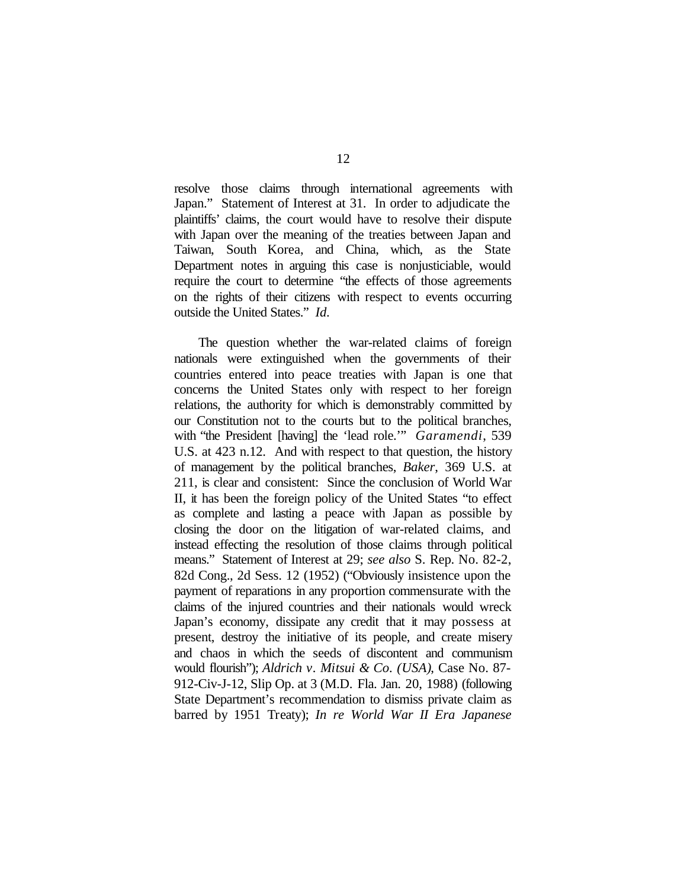resolve those claims through international agreements with Japan." Statement of Interest at 31. In order to adjudicate the plaintiffs' claims, the court would have to resolve their dispute with Japan over the meaning of the treaties between Japan and Taiwan, South Korea, and China, which, as the State Department notes in arguing this case is nonjusticiable, would require the court to determine "the effects of those agreements on the rights of their citizens with respect to events occurring outside the United States." *Id.*

The question whether the war-related claims of foreign nationals were extinguished when the governments of their countries entered into peace treaties with Japan is one that concerns the United States only with respect to her foreign relations, the authority for which is demonstrably committed by our Constitution not to the courts but to the political branches, with "the President [having] the 'lead role.'" *Garamendi*, 539 U.S. at 423 n.12. And with respect to that question, the history of management by the political branches, *Baker*, 369 U.S. at 211, is clear and consistent: Since the conclusion of World War II, it has been the foreign policy of the United States "to effect as complete and lasting a peace with Japan as possible by closing the door on the litigation of war-related claims, and instead effecting the resolution of those claims through political means." Statement of Interest at 29; *see also* S. Rep. No. 82-2, 82d Cong., 2d Sess. 12 (1952) ("Obviously insistence upon the payment of reparations in any proportion commensurate with the claims of the injured countries and their nationals would wreck Japan's economy, dissipate any credit that it may possess at present, destroy the initiative of its people, and create misery and chaos in which the seeds of discontent and communism would flourish"); *Aldrich v. Mitsui & Co. (USA)*, Case No. 87-912-Civ-J-12, Slip Op. at 3 (M.D. Fla. Jan. 20, 1988) (following State Department's recommendation to dismiss private claim as barred by 1951 Treaty); *In re World War II Era Japanese*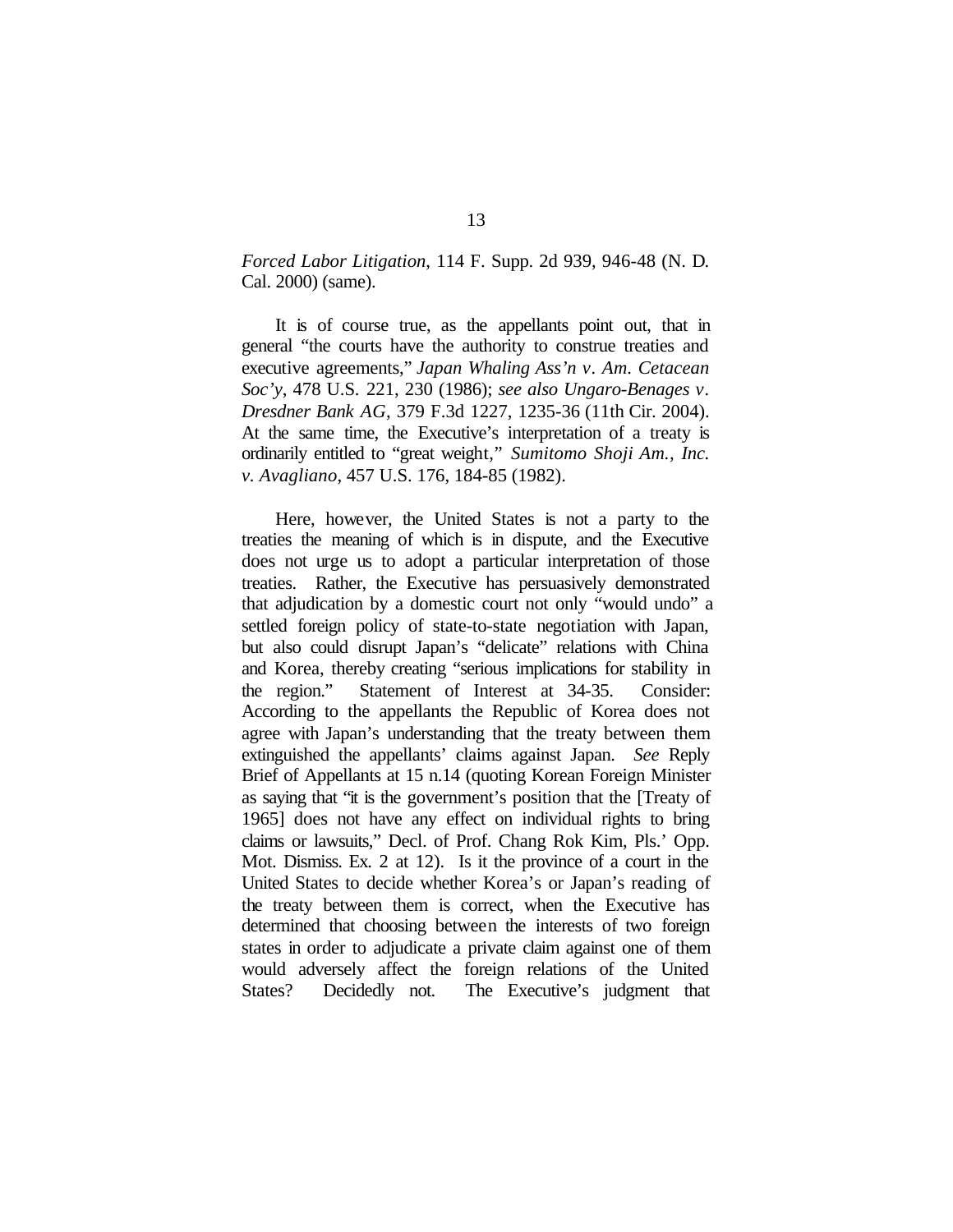*Forced Labor Litigation*, 114 F. Supp. 2d 939, 946-48 (N. D. Cal. 2000) (same).

It is of course true, as the appellants point out, that in general "the courts have the authority to construe treaties and executive agreements," *Japan Whaling Ass'n v. Am. Cetacean Soc'y*, 478 U.S. 221, 230 (1986); *see also Ungaro-Benages v. Dresdner Bank AG*, 379 F.3d 1227, 1235-36 (11th Cir. 2004). At the same time, the Executive's interpretation of a treaty is ordinarily entitled to "great weight," *Sumitomo Shoji Am., Inc. v. Avagliano*, 457 U.S. 176, 184-85 (1982).

Here, however, the United States is not a party to the treaties the meaning of which is in dispute, and the Executive does not urge us to adopt a particular interpretation of those treaties. Rather, the Executive has persuasively demonstrated that adjudication by a domestic court not only "would undo" a settled foreign policy of state-to-state negotiation with Japan, but also could disrupt Japan's "delicate" relations with China and Korea, thereby creating "serious implications for stability in the region." Statement of Interest at 34-35. Consider: According to the appellants the Republic of Korea does not agree with Japan's understanding that the treaty between them extinguished the appellants' claims against Japan. *See* Reply Brief of Appellants at 15 n.14 (quoting Korean Foreign Minister as saying that "it is the government's position that the [Treaty of 1965] does not have any effect on individual rights to bring claims or lawsuits," Decl. of Prof. Chang Rok Kim, Pls.' Opp. Mot. Dismiss. Ex. 2 at 12). Is it the province of a court in the United States to decide whether Korea's or Japan's reading of the treaty between them is correct, when the Executive has determined that choosing between the interests of two foreign states in order to adjudicate a private claim against one of them would adversely affect the foreign relations of the United States? Decidedly not. The Executive's judgment that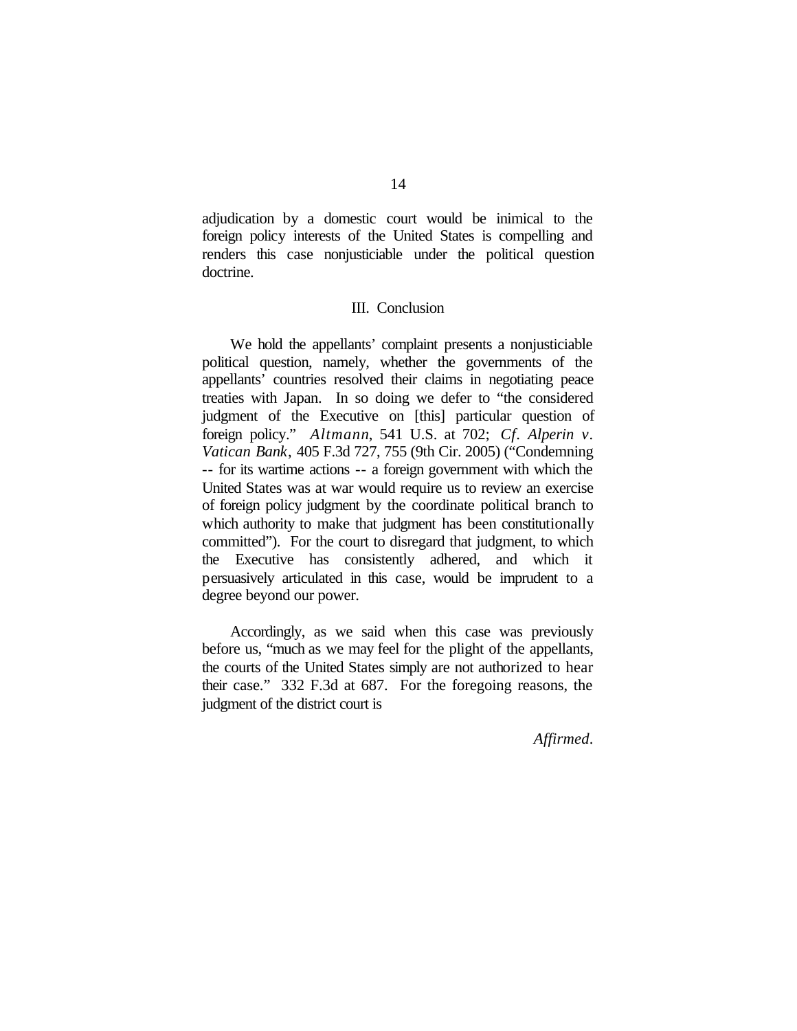adjudication by a domestic court would be inimical to the foreign policy interests of the United States is compelling and renders this case nonjusticiable under the political question doctrine.

### III. Conclusion

We hold the appellants' complaint presents a nonjusticiable political question, namely, whether the governments of the appellants' countries resolved their claims in negotiating peace treaties with Japan. In so doing we defer to "the considered judgment of the Executive on [this] particular question of foreign policy." *Altmann*, 541 U.S. at 702; *Cf. Alperin v. Vatican Bank*, 405 F.3d 727, 755 (9th Cir. 2005) ("Condemning -- for its wartime actions -- a foreign government with which the United States was at war would require us to review an exercise of foreign policy judgment by the coordinate political branch to which authority to make that judgment has been constitutionally committed"). For the court to disregard that judgment, to which the Executive has consistently adhered, and which it persuasively articulated in this case, would be imprudent to a degree beyond our power.

Accordingly, as we said when this case was previously before us, "much as we may feel for the plight of the appellants, the courts of the United States simply are not authorized to hear their case." 332 F.3d at 687. For the foregoing reasons, the judgment of the district court is

*Affirmed.*